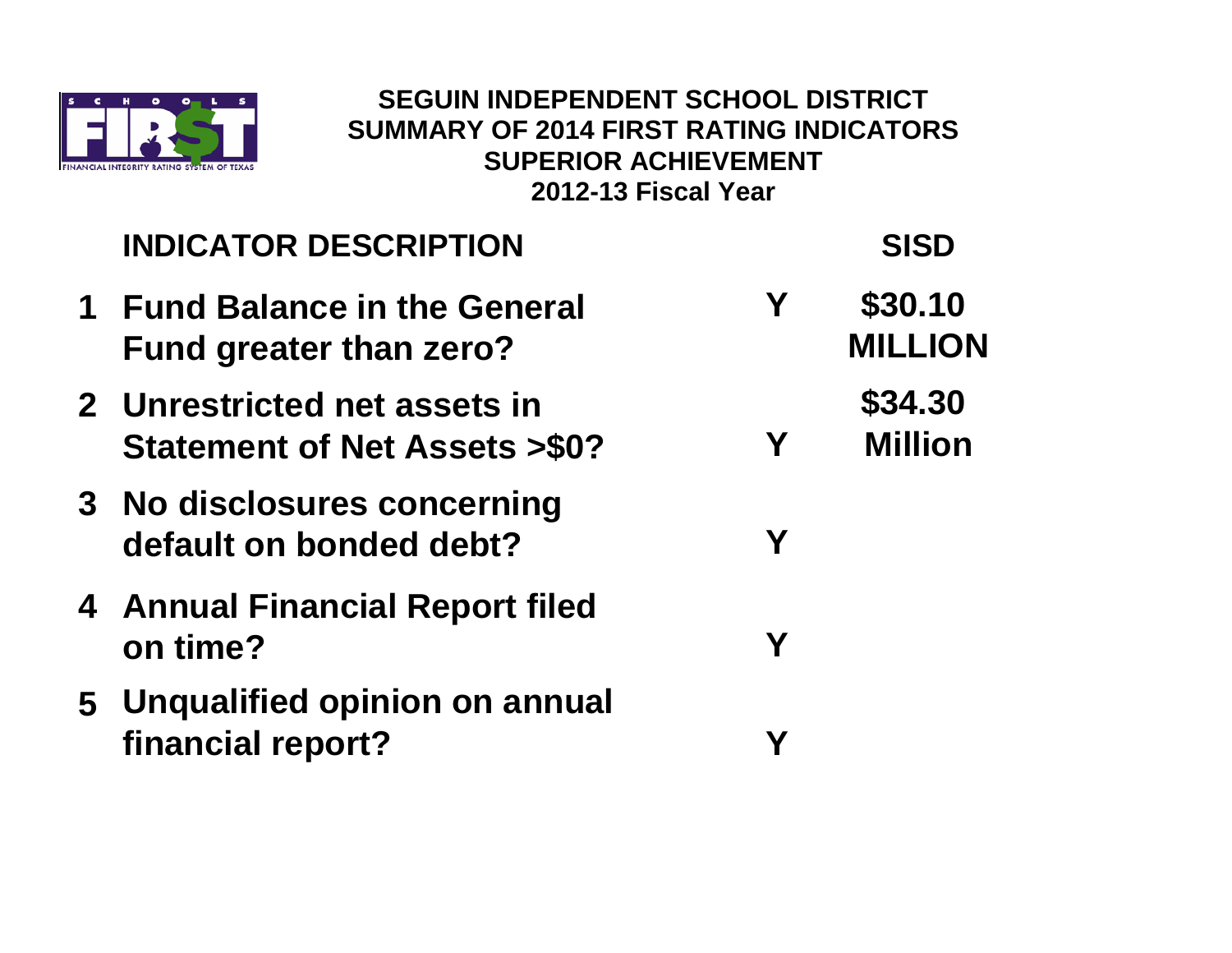# SEGUIN INDEPENDENT SCHOOL DISTRICT
## SUMMARY OF 2014 FIRST RATING INDICATORS
## SUPERIOR ACHIEVEMENT
## 2012-13 Fiscal Year

| | INDICATOR DESCRIPTION | | SISD |
|---|---|---|---|
| 1 | Fund Balance in the General Fund greater than zero? | Y | $30.10 MILLION |
| 2 | Unrestricted net assets in Statement of Net Assets >$0? | Y | $34.30 Million |
| 3 | No disclosures concerning default on bonded debt? | Y | |
| 4 | Annual Financial Report filed on time? | Y | |
| 5 | Unqualified opinion on annual financial report? | Y | |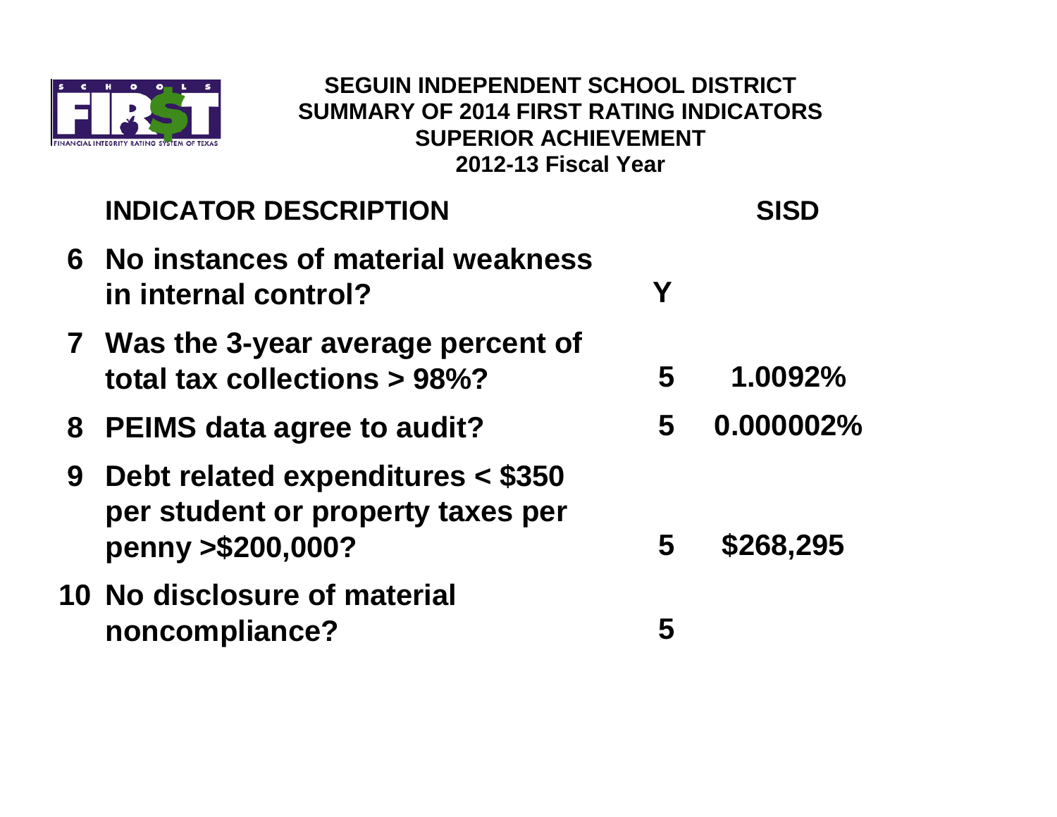**SEGUIN INDEPENDENT SCHOOL DISTRICT**
**SUMMARY OF 2014 FIRST RATING INDICATORS**
**SUPERIOR ACHIEVEMENT**
**2012-13 Fiscal Year**

| | INDICATOR DESCRIPTION | | SISD |
|---|---|---|---|
| 6 | No instances of material weakness in internal control? | Y | |
| 7 | Was the 3-year average percent of total tax collections > 98%? | 5 | 1.0092% |
| 8 | PEIMS data agree to audit? | 5 | 0.000002% |
| 9 | Debt related expenditures < $350 per student or property taxes per penny >$200,000? | 5 | $268,295 |
| 10 | No disclosure of material noncompliance? | 5 | |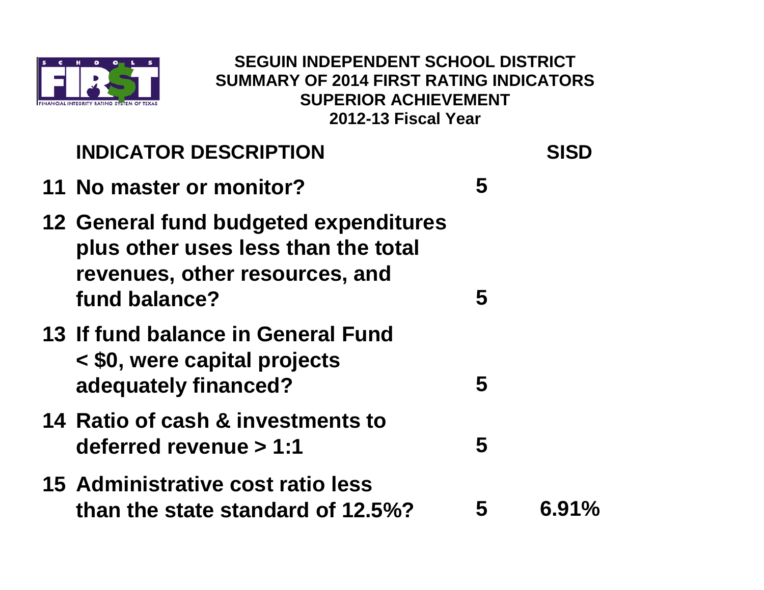**SEGUIN INDEPENDENT SCHOOL DISTRICT**
**SUMMARY OF 2014 FIRST RATING INDICATORS**
**SUPERIOR ACHIEVEMENT**
**2012-13 Fiscal Year**

| | INDICATOR DESCRIPTION | | SISD |
|---|---|---|---|
| 11 | No master or monitor? | 5 | |
| 12 | General fund budgeted expenditures plus other uses less than the total revenues, other resources, and fund balance? | 5 | |
| 13 | If fund balance in General Fund < $0, were capital projects adequately financed? | 5 | |
| 14 | Ratio of cash & investments to deferred revenue > 1:1 | 5 | |
| 15 | Administrative cost ratio less than the state standard of 12.5%? | 5 | 6.91% |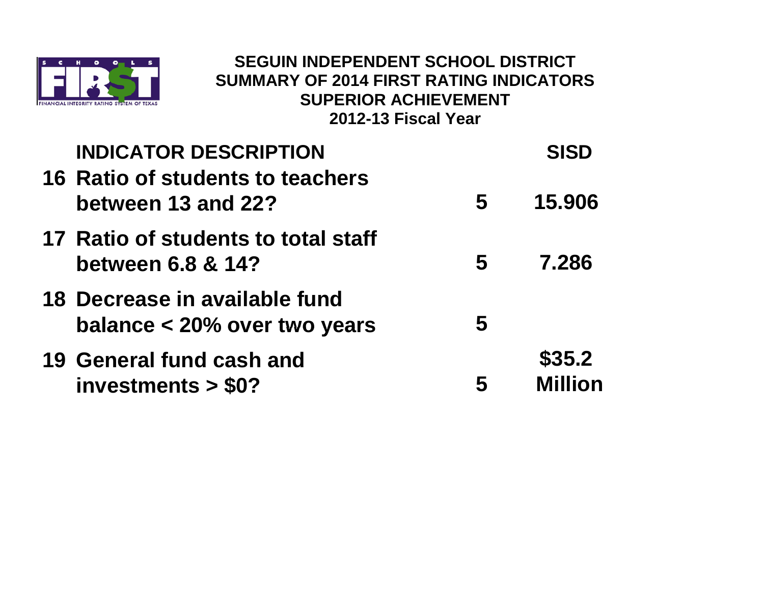# SEGUIN INDEPENDENT SCHOOL DISTRICT
## SUMMARY OF 2014 FIRST RATING INDICATORS
## SUPERIOR ACHIEVEMENT
### 2012-13 Fiscal Year

| | INDICATOR DESCRIPTION | | SISD |
|---|---|---|---|
| 16 | Ratio of students to teachers between 13 and 22? | 5 | 15.906 |
| 17 | Ratio of students to total staff between 6.8 & 14? | 5 | 7.286 |
| 18 | Decrease in available fund balance < 20% over two years | 5 | |
| 19 | General fund cash and investments > $0? | 5 | $35.2 Million |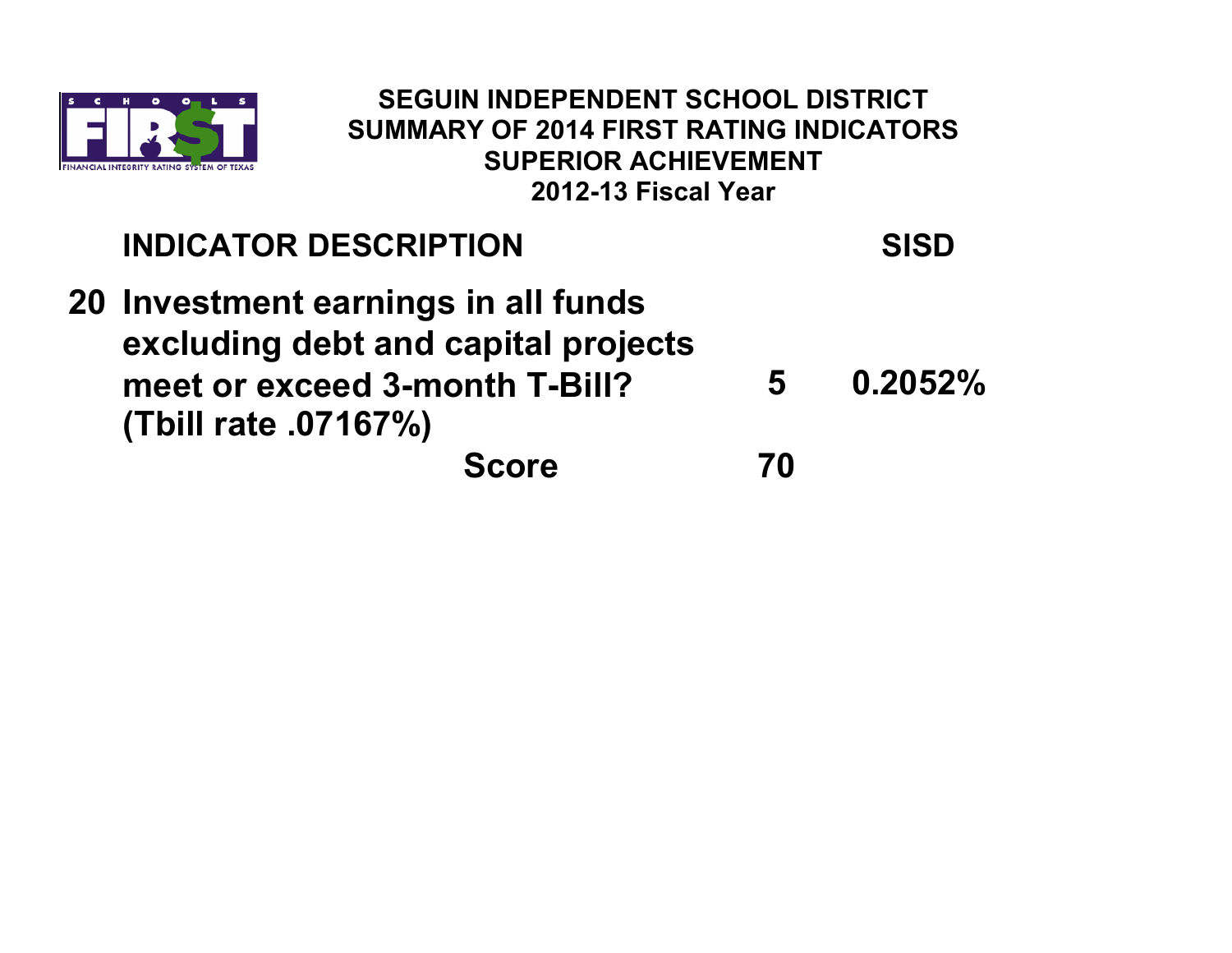# SEGUIN INDEPENDENT SCHOOL DISTRICT
## SUMMARY OF 2014 FIRST RATING INDICATORS
## SUPERIOR ACHIEVEMENT
## 2012-13 Fiscal Year

| | INDICATOR DESCRIPTION | | SISD |
|---|---|---|---|
| 20 | Investment earnings in all funds excluding debt and capital projects meet or exceed 3-month T-Bill? (Tbill rate .07167%) | 5 | 0.2052% |
| | Score | 70 | |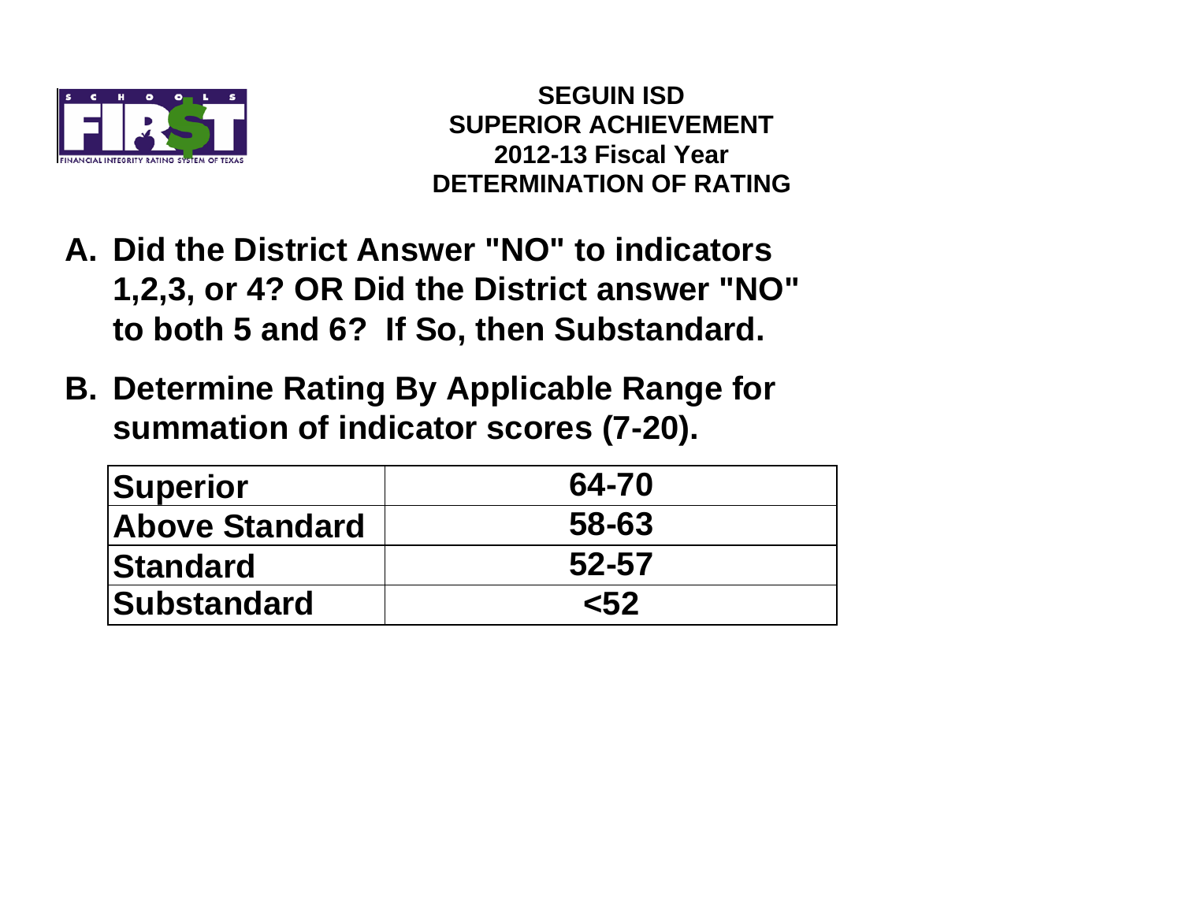# SEGUIN ISD
## SUPERIOR ACHIEVEMENT
## 2012-13 Fiscal Year
## DETERMINATION OF RATING

**A. Did the District Answer "NO" to indicators 1,2,3, or 4? OR Did the District answer "NO" to both 5 and 6? If So, then Substandard.**

**B. Determine Rating By Applicable Range for summation of indicator scores (7-20).**

| Rating | Range |
| --- | --- |
| **Superior** | **64-70** |
| **Above Standard** | **58-63** |
| **Standard** | **52-57** |
| **Substandard** | **<52** |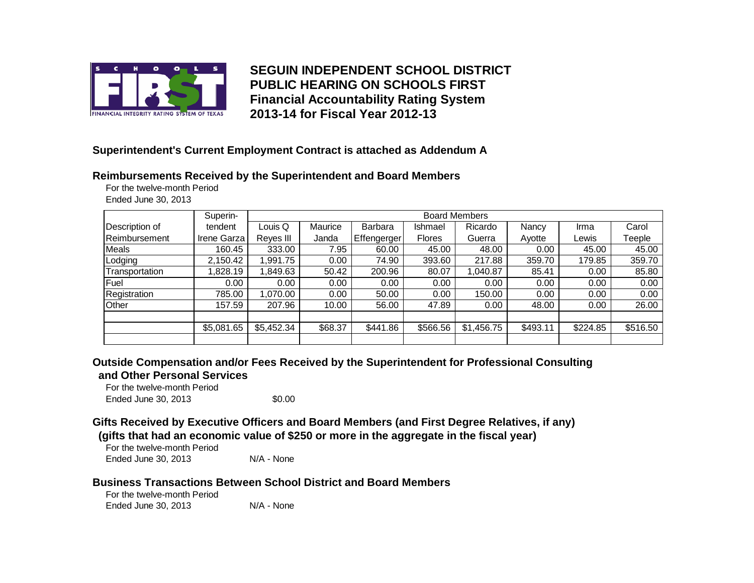# SEGUIN INDEPENDENT SCHOOL DISTRICT
## PUBLIC HEARING ON SCHOOLS FIRST
## Financial Accountability Rating System
## 2013-14 for Fiscal Year 2012-13

### Superintendent's Current Employment Contract is attached as Addendum A

### Reimbursements Received by the Superintendent and Board Members

For the twelve-month Period
Ended June 30, 2013

| | Superin- | Board Members | | | | | | | |
|---|---|---|---|---|---|---|---|---|---|
| Description of Reimbursement | tendent Irene Garza | Louis Q Reyes III | Maurice Janda | Barbara Effengerger | Ishmael Flores | Ricardo Guerra | Nancy Ayotte | Irma Lewis | Carol Teeple |
| Meals | 160.45 | 333.00 | 7.95 | 60.00 | 45.00 | 48.00 | 0.00 | 45.00 | 45.00 |
| Lodging | 2,150.42 | 1,991.75 | 0.00 | 74.90 | 393.60 | 217.88 | 359.70 | 179.85 | 359.70 |
| Transportation | 1,828.19 | 1,849.63 | 50.42 | 200.96 | 80.07 | 1,040.87 | 85.41 | 0.00 | 85.80 |
| Fuel | 0.00 | 0.00 | 0.00 | 0.00 | 0.00 | 0.00 | 0.00 | 0.00 | 0.00 |
| Registration | 785.00 | 1,070.00 | 0.00 | 50.00 | 0.00 | 150.00 | 0.00 | 0.00 | 0.00 |
| Other | 157.59 | 207.96 | 10.00 | 56.00 | 47.89 | 0.00 | 48.00 | 0.00 | 26.00 |
| | | | | | | | | | |
| | $5,081.65 | $5,452.34 | $68.37 | $441.86 | $566.56 | $1,456.75 | $493.11 | $224.85 | $516.50 |

### Outside Compensation and/or Fees Received by the Superintendent for Professional Consulting and Other Personal Services

For the twelve-month Period
Ended June 30, 2013 $0.00

### Gifts Received by Executive Officers and Board Members (and First Degree Relatives, if any) (gifts that had an economic value of $250 or more in the aggregate in the fiscal year)

For the twelve-month Period
Ended June 30, 2013 N/A - None

### Business Transactions Between School District and Board Members

For the twelve-month Period
Ended June 30, 2013 N/A - None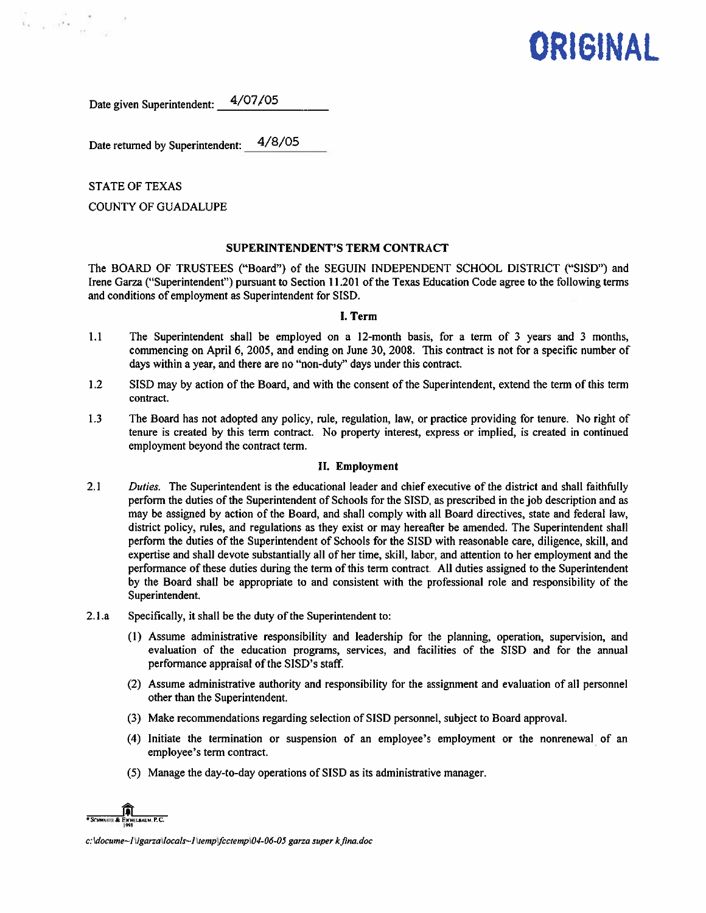# ORIGINAL

Date given Superintendent: 4/07/05

Date returned by Superintendent: 4/8/05

STATE OF TEXAS

COUNTY OF GUADALUPE

## SUPERINTENDENT'S TERM CONTRACT

The BOARD OF TRUSTEES ("Board") of the SEGUIN INDEPENDENT SCHOOL DISTRICT ("SISD") and Irene Garza ("Superintendent") pursuant to Section 11.201 of the Texas Education Code agree to the following terms and conditions of employment as Superintendent for SISD.

### I. Term

1.1 The Superintendent shall be employed on a 12-month basis, for a term of 3 years and 3 months, commencing on April 6, 2005, and ending on June 30, 2008. This contract is not for a specific number of days within a year, and there are no "non-duty" days under this contract.

1.2 SISD may by action of the Board, and with the consent of the Superintendent, extend the term of this term contract.

1.3 The Board has not adopted any policy, rule, regulation, law, or practice providing for tenure. No right of tenure is created by this term contract. No property interest, express or implied, is created in continued employment beyond the contract term.

### II. Employment

2.1 *Duties.* The Superintendent is the educational leader and chief executive of the district and shall faithfully perform the duties of the Superintendent of Schools for the SISD, as prescribed in the job description and as may be assigned by action of the Board, and shall comply with all Board directives, state and federal law, district policy, rules, and regulations as they exist or may hereafter be amended. The Superintendent shall perform the duties of the Superintendent of Schools for the SISD with reasonable care, diligence, skill, and expertise and shall devote substantially all of her time, skill, labor, and attention to her employment and the performance of these duties during the term of this term contract. All duties assigned to the Superintendent by the Board shall be appropriate to and consistent with the professional role and responsibility of the Superintendent.

2.1.a Specifically, it shall be the duty of the Superintendent to:

(1) Assume administrative responsibility and leadership for the planning, operation, supervision, and evaluation of the education programs, services, and facilities of the SISD and for the annual performance appraisal of the SISD's staff.

(2) Assume administrative authority and responsibility for the assignment and evaluation of all personnel other than the Superintendent.

(3) Make recommendations regarding selection of SISD personnel, subject to Board approval.

(4) Initiate the termination or suspension of an employee's employment or the nonrenewal of an employee's term contract.

(5) Manage the day-to-day operations of SISD as its administrative manager.

*c:\docume~1\igarza\locals~1\temp\fcctemp\04-06-05 garza super k fina.doc*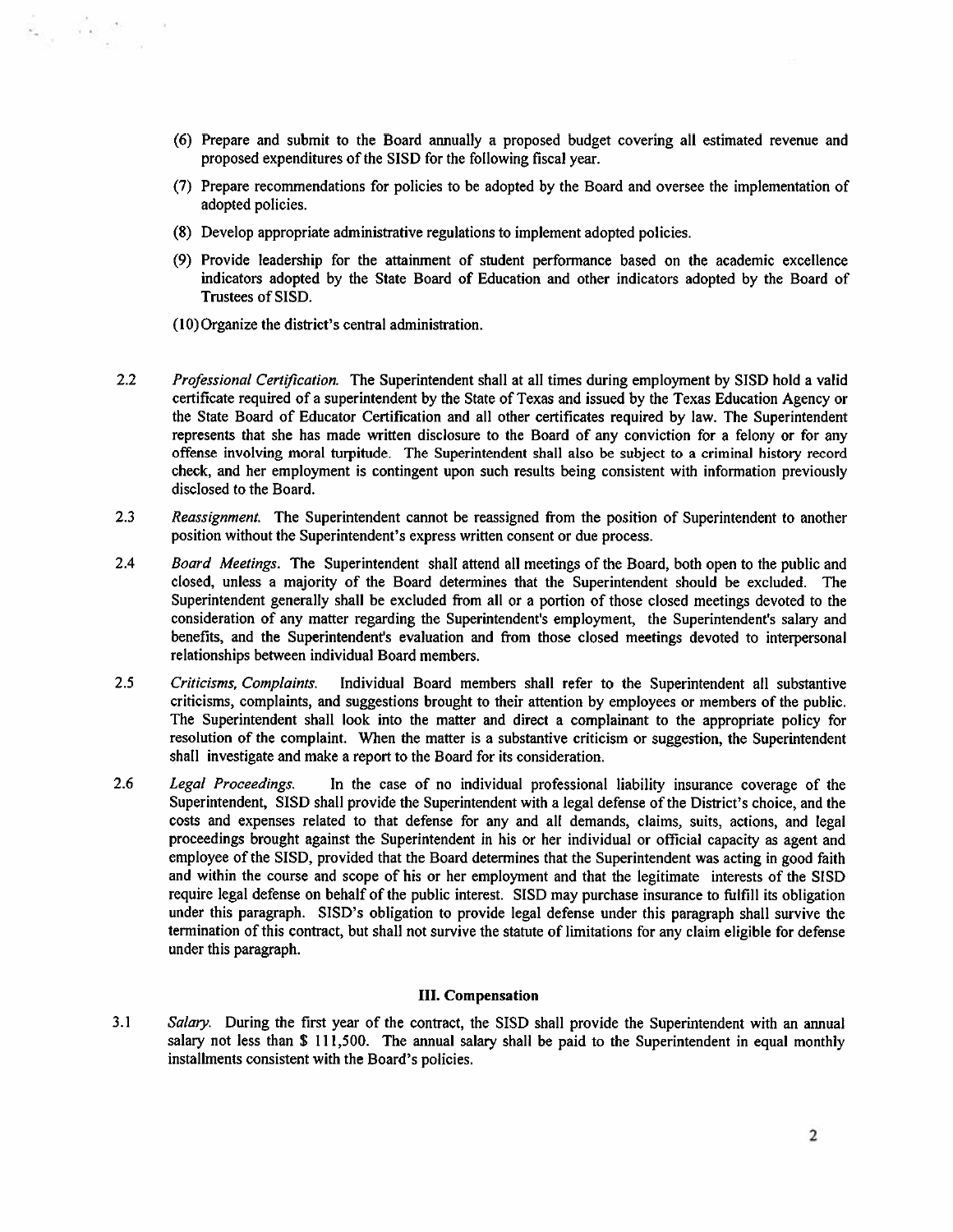(6) Prepare and submit to the Board annually a proposed budget covering all estimated revenue and proposed expenditures of the SISD for the following fiscal year.

(7) Prepare recommendations for policies to be adopted by the Board and oversee the implementation of adopted policies.

(8) Develop appropriate administrative regulations to implement adopted policies.

(9) Provide leadership for the attainment of student performance based on the academic excellence indicators adopted by the State Board of Education and other indicators adopted by the Board of Trustees of SISD.

(10) Organize the district's central administration.

2.2 *Professional Certification.* The Superintendent shall at all times during employment by SISD hold a valid certificate required of a superintendent by the State of Texas and issued by the Texas Education Agency or the State Board of Educator Certification and all other certificates required by law. The Superintendent represents that she has made written disclosure to the Board of any conviction for a felony or for any offense involving moral turpitude. The Superintendent shall also be subject to a criminal history record check, and her employment is contingent upon such results being consistent with information previously disclosed to the Board.

2.3 *Reassignment.* The Superintendent cannot be reassigned from the position of Superintendent to another position without the Superintendent's express written consent or due process.

2.4 *Board Meetings.* The Superintendent shall attend all meetings of the Board, both open to the public and closed, unless a majority of the Board determines that the Superintendent should be excluded. The Superintendent generally shall be excluded from all or a portion of those closed meetings devoted to the consideration of any matter regarding the Superintendent's employment, the Superintendent's salary and benefits, and the Superintendent's evaluation and from those closed meetings devoted to interpersonal relationships between individual Board members.

2.5 *Criticisms, Complaints.* Individual Board members shall refer to the Superintendent all substantive criticisms, complaints, and suggestions brought to their attention by employees or members of the public. The Superintendent shall look into the matter and direct a complainant to the appropriate policy for resolution of the complaint. When the matter is a substantive criticism or suggestion, the Superintendent shall investigate and make a report to the Board for its consideration.

2.6 *Legal Proceedings.* In the case of no individual professional liability insurance coverage of the Superintendent, SISD shall provide the Superintendent with a legal defense of the District's choice, and the costs and expenses related to that defense for any and all demands, claims, suits, actions, and legal proceedings brought against the Superintendent in his or her individual or official capacity as agent and employee of the SISD, provided that the Board determines that the Superintendent was acting in good faith and within the course and scope of his or her employment and that the legitimate interests of the SISD require legal defense on behalf of the public interest. SISD may purchase insurance to fulfill its obligation under this paragraph. SISD's obligation to provide legal defense under this paragraph shall survive the termination of this contract, but shall not survive the statute of limitations for any claim eligible for defense under this paragraph.

### III. Compensation

3.1 *Salary.* During the first year of the contract, the SISD shall provide the Superintendent with an annual salary not less than $ 111,500. The annual salary shall be paid to the Superintendent in equal monthly installments consistent with the Board's policies.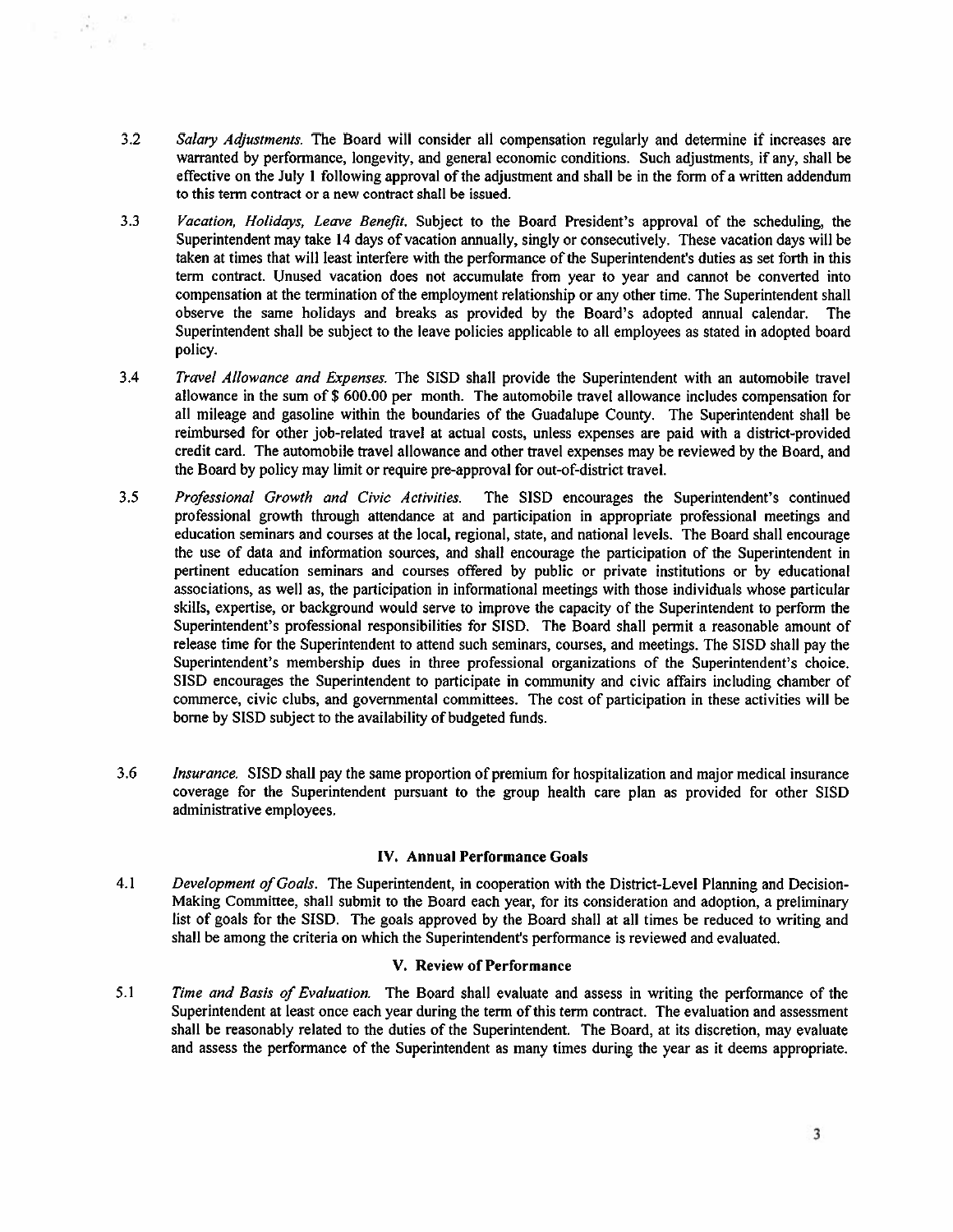3.2 *Salary Adjustments.* The Board will consider all compensation regularly and determine if increases are warranted by performance, longevity, and general economic conditions. Such adjustments, if any, shall be effective on the July 1 following approval of the adjustment and shall be in the form of a written addendum to this term contract or a new contract shall be issued.

3.3 *Vacation, Holidays, Leave Benefit.* Subject to the Board President's approval of the scheduling, the Superintendent may take 14 days of vacation annually, singly or consecutively. These vacation days will be taken at times that will least interfere with the performance of the Superintendent's duties as set forth in this term contract. Unused vacation does not accumulate from year to year and cannot be converted into compensation at the termination of the employment relationship or any other time. The Superintendent shall observe the same holidays and breaks as provided by the Board's adopted annual calendar. The Superintendent shall be subject to the leave policies applicable to all employees as stated in adopted board policy.

3.4 *Travel Allowance and Expenses.* The SISD shall provide the Superintendent with an automobile travel allowance in the sum of $ 600.00 per month. The automobile travel allowance includes compensation for all mileage and gasoline within the boundaries of the Guadalupe County. The Superintendent shall be reimbursed for other job-related travel at actual costs, unless expenses are paid with a district-provided credit card. The automobile travel allowance and other travel expenses may be reviewed by the Board, and the Board by policy may limit or require pre-approval for out-of-district travel.

3.5 *Professional Growth and Civic Activities.* The SISD encourages the Superintendent's continued professional growth through attendance at and participation in appropriate professional meetings and education seminars and courses at the local, regional, state, and national levels. The Board shall encourage the use of data and information sources, and shall encourage the participation of the Superintendent in pertinent education seminars and courses offered by public or private institutions or by educational associations, as well as, the participation in informational meetings with those individuals whose particular skills, expertise, or background would serve to improve the capacity of the Superintendent to perform the Superintendent's professional responsibilities for SISD. The Board shall permit a reasonable amount of release time for the Superintendent to attend such seminars, courses, and meetings. The SISD shall pay the Superintendent's membership dues in three professional organizations of the Superintendent's choice. SISD encourages the Superintendent to participate in community and civic affairs including chamber of commerce, civic clubs, and governmental committees. The cost of participation in these activities will be borne by SISD subject to the availability of budgeted funds.

3.6 *Insurance.* SISD shall pay the same proportion of premium for hospitalization and major medical insurance coverage for the Superintendent pursuant to the group health care plan as provided for other SISD administrative employees.

## IV. Annual Performance Goals

4.1 *Development of Goals.* The Superintendent, in cooperation with the District-Level Planning and Decision-Making Committee, shall submit to the Board each year, for its consideration and adoption, a preliminary list of goals for the SISD. The goals approved by the Board shall at all times be reduced to writing and shall be among the criteria on which the Superintendent's performance is reviewed and evaluated.

## V. Review of Performance

5.1 *Time and Basis of Evaluation.* The Board shall evaluate and assess in writing the performance of the Superintendent at least once each year during the term of this term contract. The evaluation and assessment shall be reasonably related to the duties of the Superintendent. The Board, at its discretion, may evaluate and assess the performance of the Superintendent as many times during the year as it deems appropriate.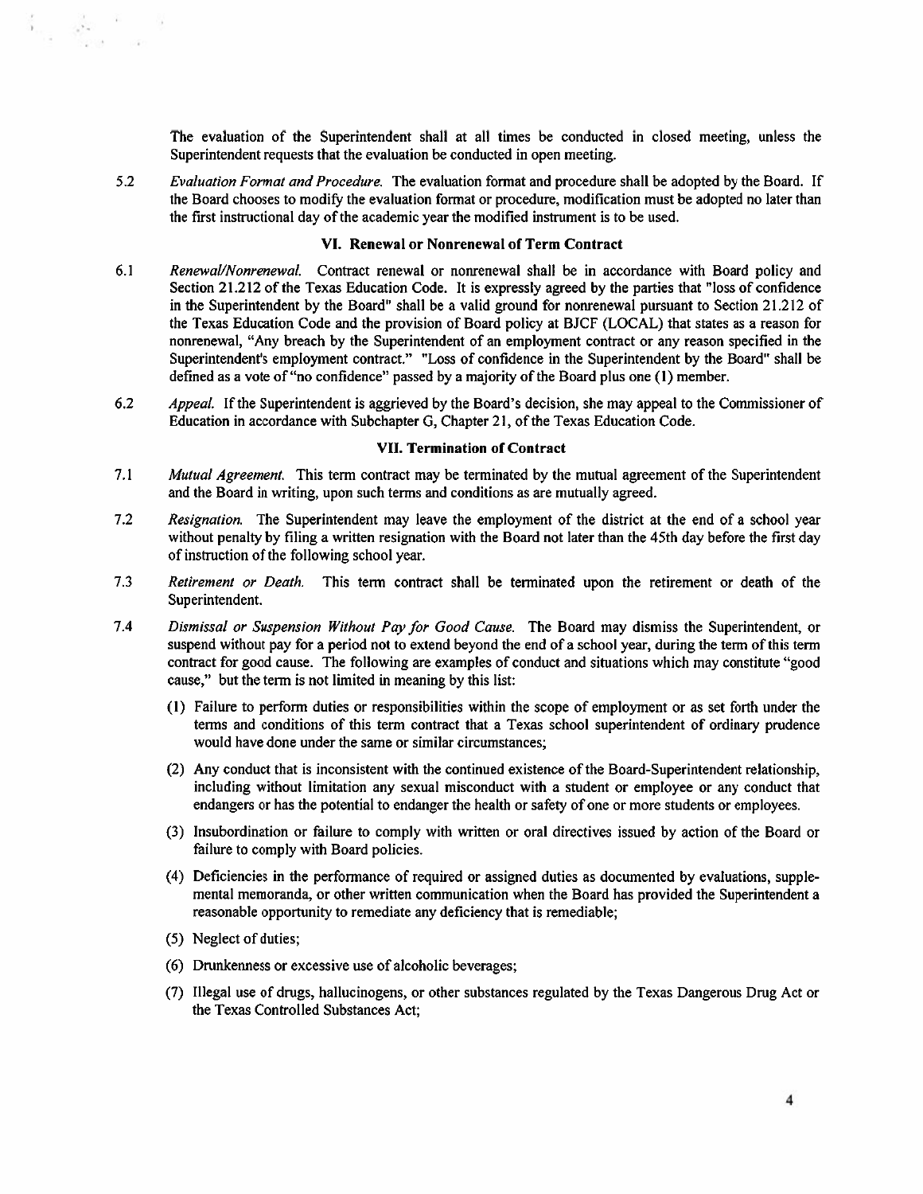The evaluation of the Superintendent shall at all times be conducted in closed meeting, unless the Superintendent requests that the evaluation be conducted in open meeting.

5.2 *Evaluation Format and Procedure.* The evaluation format and procedure shall be adopted by the Board. If the Board chooses to modify the evaluation format or procedure, modification must be adopted no later than the first instructional day of the academic year the modified instrument is to be used.

### VI. Renewal or Nonrenewal of Term Contract

6.1 *Renewal/Nonrenewal.* Contract renewal or nonrenewal shall be in accordance with Board policy and Section 21.212 of the Texas Education Code. It is expressly agreed by the parties that "loss of confidence in the Superintendent by the Board" shall be a valid ground for nonrenewal pursuant to Section 21.212 of the Texas Education Code and the provision of Board policy at BJCF (LOCAL) that states as a reason for nonrenewal, "Any breach by the Superintendent of an employment contract or any reason specified in the Superintendent's employment contract." "Loss of confidence in the Superintendent by the Board" shall be defined as a vote of "no confidence" passed by a majority of the Board plus one (1) member.

6.2 *Appeal.* If the Superintendent is aggrieved by the Board's decision, she may appeal to the Commissioner of Education in accordance with Subchapter G, Chapter 21, of the Texas Education Code.

### VII. Termination of Contract

7.1 *Mutual Agreement.* This term contract may be terminated by the mutual agreement of the Superintendent and the Board in writing, upon such terms and conditions as are mutually agreed.

7.2 *Resignation.* The Superintendent may leave the employment of the district at the end of a school year without penalty by filing a written resignation with the Board not later than the 45th day before the first day of instruction of the following school year.

7.3 *Retirement or Death.* This term contract shall be terminated upon the retirement or death of the Superintendent.

7.4 *Dismissal or Suspension Without Pay for Good Cause.* The Board may dismiss the Superintendent, or suspend without pay for a period not to extend beyond the end of a school year, during the term of this term contract for good cause. The following are examples of conduct and situations which may constitute "good cause," but the term is not limited in meaning by this list:

(1) Failure to perform duties or responsibilities within the scope of employment or as set forth under the terms and conditions of this term contract that a Texas school superintendent of ordinary prudence would have done under the same or similar circumstances;

(2) Any conduct that is inconsistent with the continued existence of the Board-Superintendent relationship, including without limitation any sexual misconduct with a student or employee or any conduct that endangers or has the potential to endanger the health or safety of one or more students or employees.

(3) Insubordination or failure to comply with written or oral directives issued by action of the Board or failure to comply with Board policies.

(4) Deficiencies in the performance of required or assigned duties as documented by evaluations, supplemental memoranda, or other written communication when the Board has provided the Superintendent a reasonable opportunity to remediate any deficiency that is remediable;

(5) Neglect of duties;

(6) Drunkenness or excessive use of alcoholic beverages;

(7) Illegal use of drugs, hallucinogens, or other substances regulated by the Texas Dangerous Drug Act or the Texas Controlled Substances Act;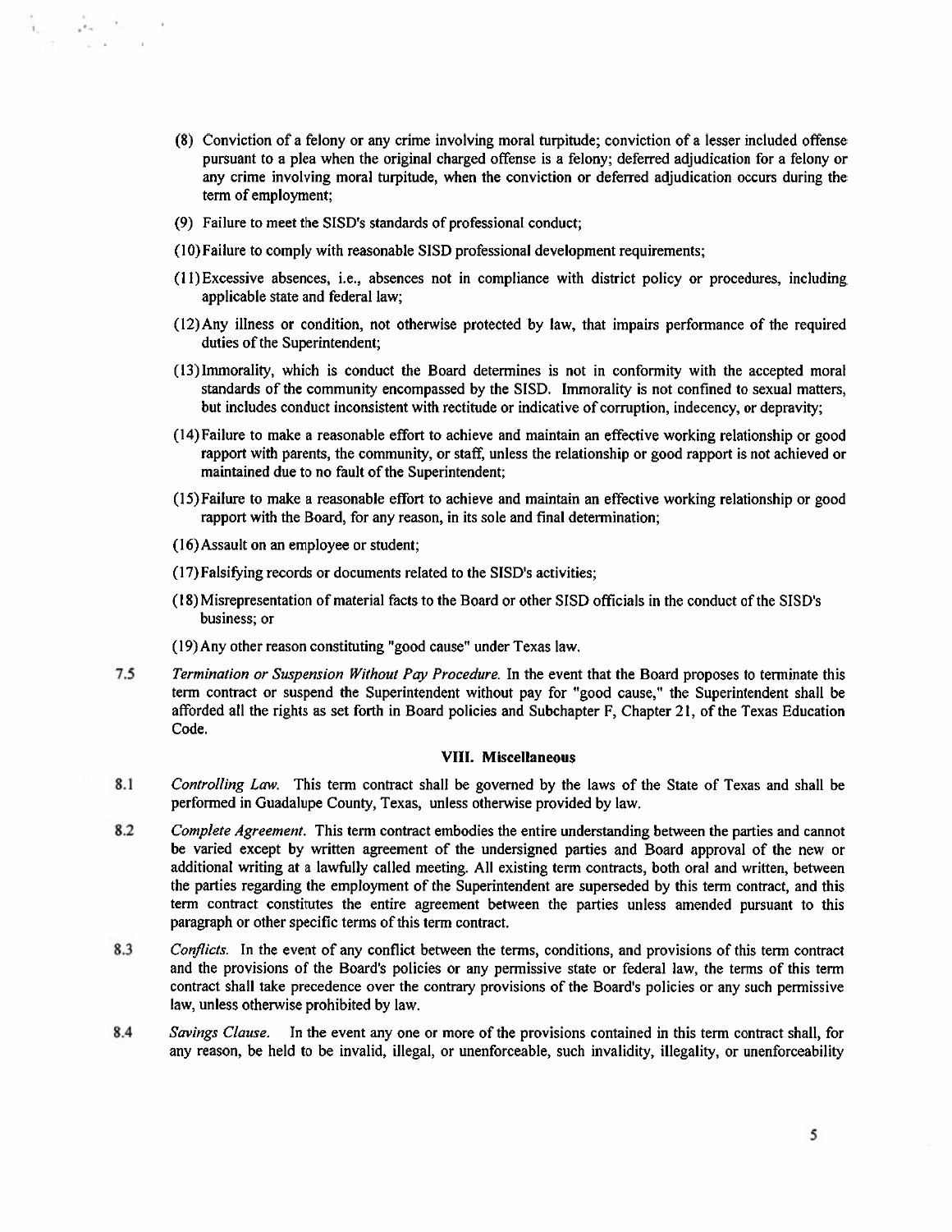(8) Conviction of a felony or any crime involving moral turpitude; conviction of a lesser included offense pursuant to a plea when the original charged offense is a felony; deferred adjudication for a felony or any crime involving moral turpitude, when the conviction or deferred adjudication occurs during the term of employment;

(9) Failure to meet the SISD's standards of professional conduct;

(10) Failure to comply with reasonable SISD professional development requirements;

(11) Excessive absences, i.e., absences not in compliance with district policy or procedures, including applicable state and federal law;

(12) Any illness or condition, not otherwise protected by law, that impairs performance of the required duties of the Superintendent;

(13) Immorality, which is conduct the Board determines is not in conformity with the accepted moral standards of the community encompassed by the SISD. Immorality is not confined to sexual matters, but includes conduct inconsistent with rectitude or indicative of corruption, indecency, or depravity;

(14) Failure to make a reasonable effort to achieve and maintain an effective working relationship or good rapport with parents, the community, or staff, unless the relationship or good rapport is not achieved or maintained due to no fault of the Superintendent;

(15) Failure to make a reasonable effort to achieve and maintain an effective working relationship or good rapport with the Board, for any reason, in its sole and final determination;

(16) Assault on an employee or student;

(17) Falsifying records or documents related to the SISD's activities;

(18) Misrepresentation of material facts to the Board or other SISD officials in the conduct of the SISD's business; or

(19) Any other reason constituting "good cause" under Texas law.

7.5 *Termination or Suspension Without Pay Procedure.* In the event that the Board proposes to terminate this term contract or suspend the Superintendent without pay for "good cause," the Superintendent shall be afforded all the rights as set forth in Board policies and Subchapter F, Chapter 21, of the Texas Education Code.

## VIII. Miscellaneous

8.1 *Controlling Law.* This term contract shall be governed by the laws of the State of Texas and shall be performed in Guadalupe County, Texas, unless otherwise provided by law.

8.2 *Complete Agreement.* This term contract embodies the entire understanding between the parties and cannot be varied except by written agreement of the undersigned parties and Board approval of the new or additional writing at a lawfully called meeting. All existing term contracts, both oral and written, between the parties regarding the employment of the Superintendent are superseded by this term contract, and this term contract constitutes the entire agreement between the parties unless amended pursuant to this paragraph or other specific terms of this term contract.

8.3 *Conflicts.* In the event of any conflict between the terms, conditions, and provisions of this term contract and the provisions of the Board's policies or any permissive state or federal law, the terms of this term contract shall take precedence over the contrary provisions of the Board's policies or any such permissive law, unless otherwise prohibited by law.

8.4 *Savings Clause.* In the event any one or more of the provisions contained in this term contract shall, for any reason, be held to be invalid, illegal, or unenforceable, such invalidity, illegality, or unenforceability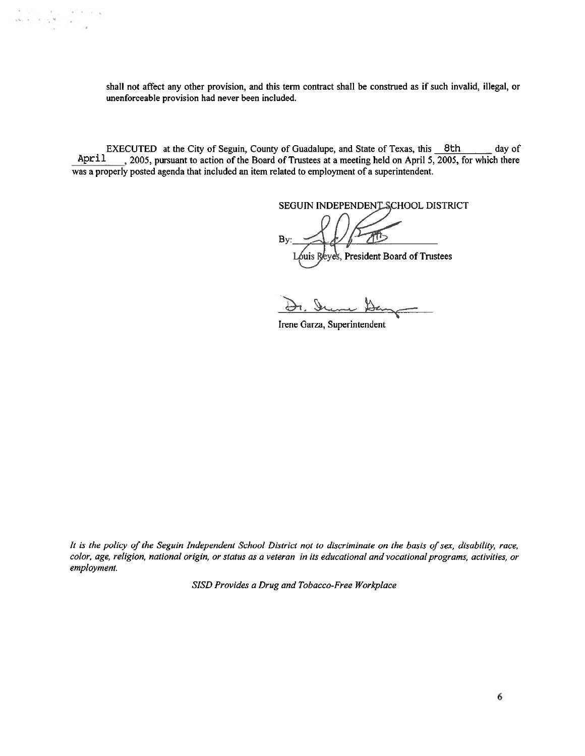shall not affect any other provision, and this term contract shall be construed as if such invalid, illegal, or unenforceable provision had never been included.

EXECUTED at the City of Seguin, County of Guadalupe, and State of Texas, this 8th day of April, 2005, pursuant to action of the Board of Trustees at a meeting held on April 5, 2005, for which there was a properly posted agenda that included an item related to employment of a superintendent.

SEGUIN INDEPENDENT SCHOOL DISTRICT

By: ______________________

Louis Reyes, President Board of Trustees

______________________

Irene Garza, Superintendent

*It is the policy of the Seguin Independent School District not to discriminate on the basis of sex, disability, race, color, age, religion, national origin, or status as a veteran in its educational and vocational programs, activities, or employment.*

*SISD Provides a Drug and Tobacco-Free Workplace*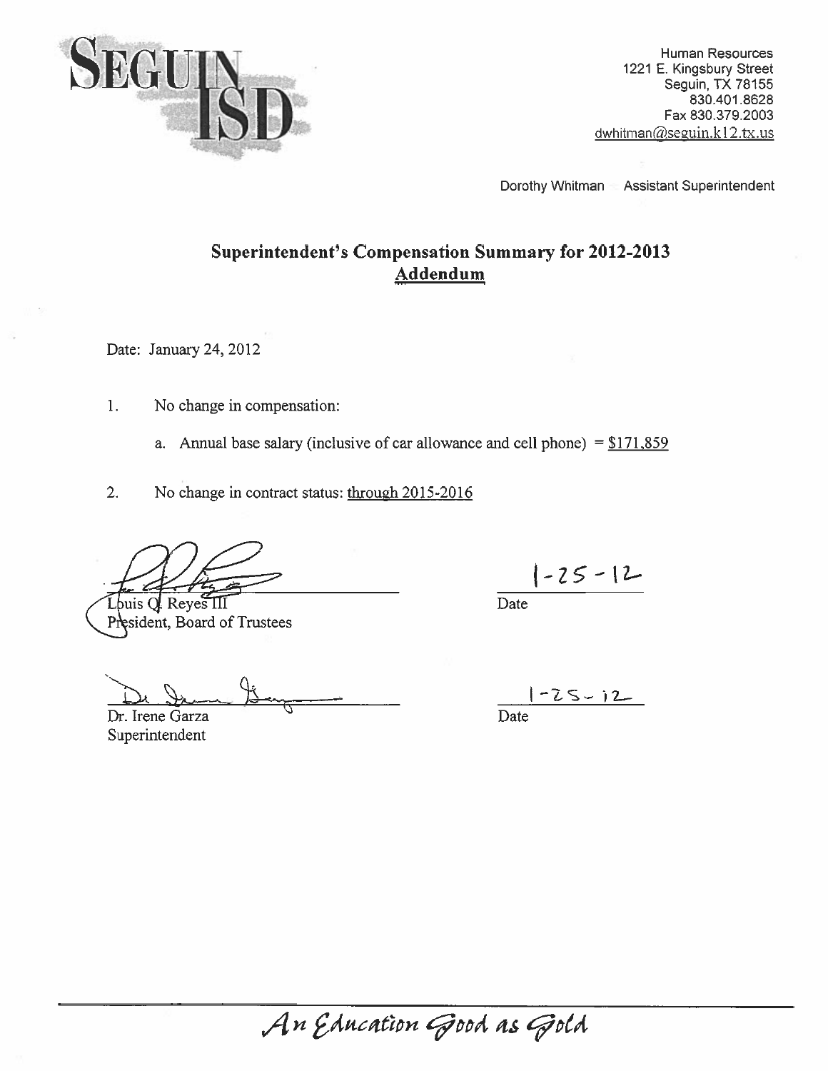SEGUIN ISD

Human Resources
1221 E. Kingsbury Street
Seguin, TX 78155
830.401.8628
Fax 830.379.2003
dwhitman@seguin.k12.tx.us

Dorothy Whitman Assistant Superintendent

## Superintendent's Compensation Summary for 2012-2013
## Addendum

Date: January 24, 2012

1. No change in compensation:

   a. Annual base salary (inclusive of car allowance and cell phone) = $171,859

2. No change in contract status: through 2015-2016

Louis Q. Reyes III
President, Board of Trustees

Date: 1-25-12

Dr. Irene Garza
Superintendent

Date: 1-25-12

*An Education Good as Gold*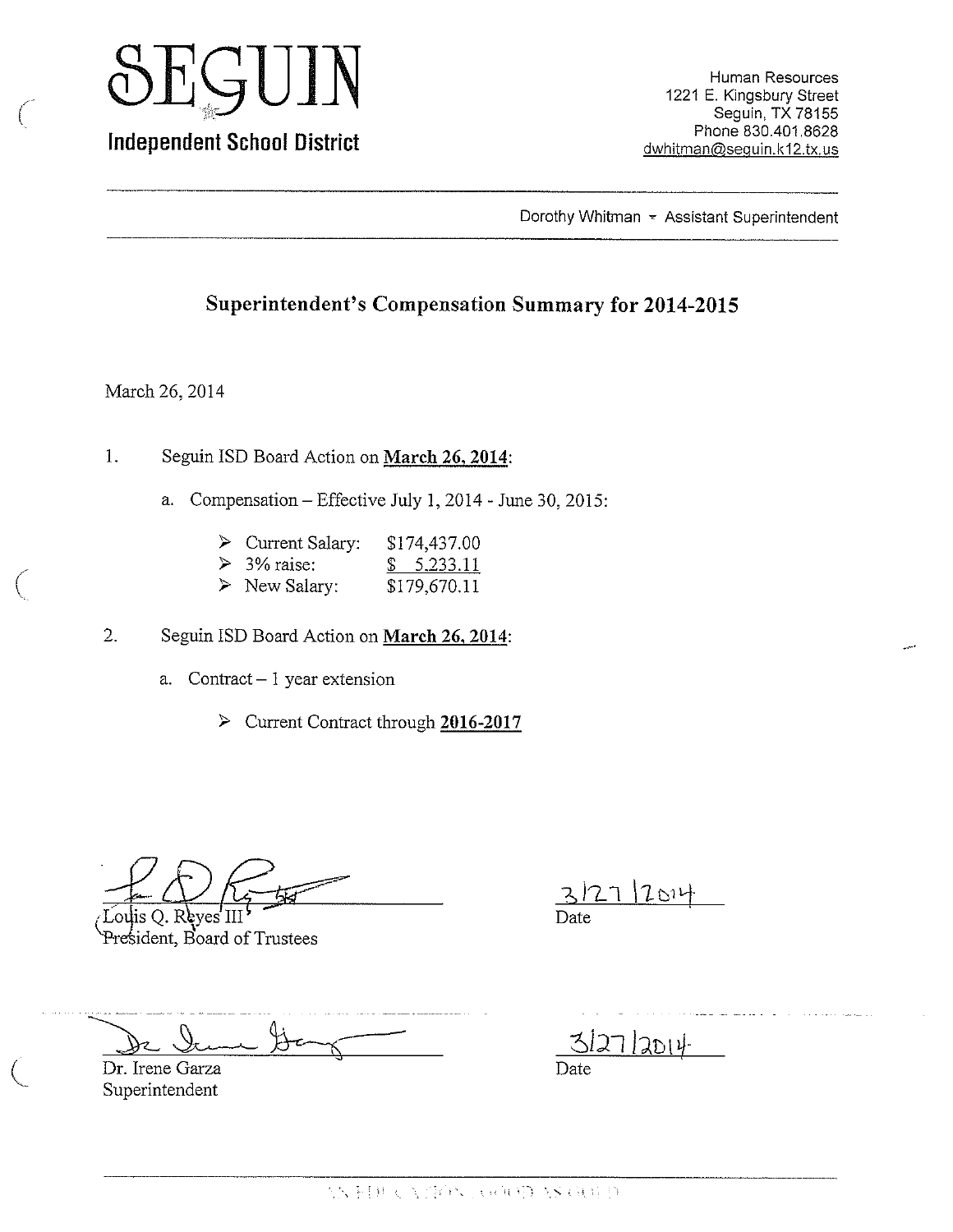# SEGUIN

**Independent School District**

Human Resources
1221 E. Kingsbury Street
Seguin, TX 78155
Phone 830.401.8628
dwhitman@seguin.k12.tx.us

Dorothy Whitman ~ Assistant Superintendent

## Superintendent's Compensation Summary for 2014-2015

March 26, 2014

1. Seguin ISD Board Action on **March 26, 2014**:

   a. Compensation – Effective July 1, 2014 - June 30, 2015:

   - Current Salary: $174,437.00
   - 3% raise: $ 5,233.11
   - New Salary: $179,670.11

2. Seguin ISD Board Action on **March 26, 2014**:

   a. Contract – 1 year extension

   - Current Contract through **2016-2017**

Louis Q. Reyes III
President, Board of Trustees

Date: 3/27/2014

Dr. Irene Garza
Superintendent

Date: 3/27/2014